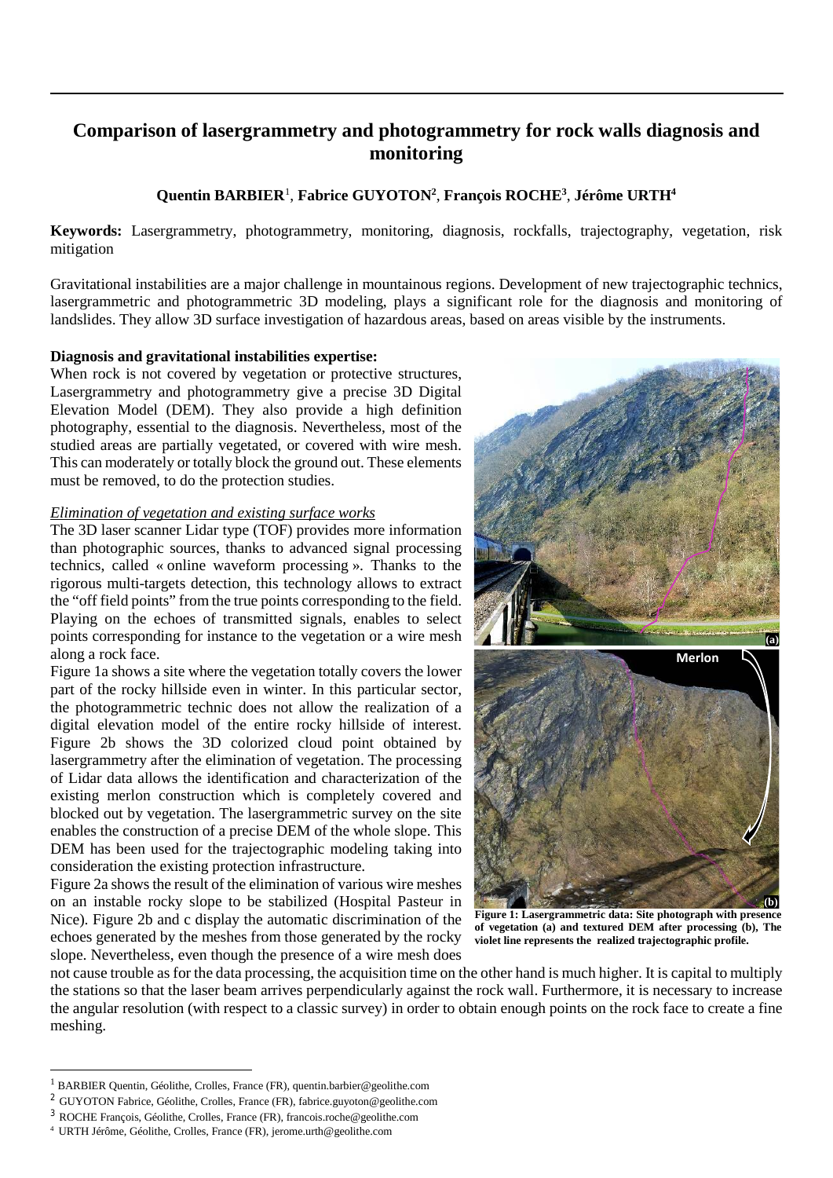# Comparison of lasergrammetry and photogrammetry for rock walls diagnosis and monitoring

**Quentin BARBIER**[1], **Fabrice GUYOTON**[2], **François ROCHE**[3], **Jérôme URTH**[4]

**Keywords:** Lasergrammetry, photogrammetry, monitoring, diagnosis, rockfalls, trajectography, vegetation, risk mitigation

Gravitational instabilities are a major challenge in mountainous regions. Development of new trajectographic technics, lasergrammetric and photogrammetric 3D modeling, plays a significant role for the diagnosis and monitoring of landslides. They allow 3D surface investigation of hazardous areas, based on areas visible by the instruments.

**Diagnosis and gravitational instabilities expertise:**

When rock is not covered by vegetation or protective structures, Lasergrammetry and photogrammetry give a precise 3D Digital Elevation Model (DEM). They also provide a high definition photography, essential to the diagnosis. Nevertheless, most of the studied areas are partially vegetated, or covered with wire mesh. This can moderately or totally block the ground out. These elements must be removed, to do the protection studies.

*Elimination of vegetation and existing surface works*

The 3D laser scanner Lidar type (TOF) provides more information than photographic sources, thanks to advanced signal processing technics, called « online waveform processing ». Thanks to the rigorous multi-targets detection, this technology allows to extract the "off field points" from the true points corresponding to the field. Playing on the echoes of transmitted signals, enables to select points corresponding for instance to the vegetation or a wire mesh along a rock face.

Figure 1a shows a site where the vegetation totally covers the lower part of the rocky hillside even in winter. In this particular sector, the photogrammetric technic does not allow the realization of a digital elevation model of the entire rocky hillside of interest. Figure 2b shows the 3D colorized cloud point obtained by lasergrammetry after the elimination of vegetation. The processing of Lidar data allows the identification and characterization of the existing merlon construction which is completely covered and blocked out by vegetation. The lasergrammetric survey on the site enables the construction of a precise DEM of the whole slope. This DEM has been used for the trajectographic modeling taking into consideration the existing protection infrastructure.

Figure 2a shows the result of the elimination of various wire meshes on an instable rocky slope to be stabilized (Hospital Pasteur in Nice). Figure 2b and c display the automatic discrimination of the echoes generated by the meshes from those generated by the rocky slope. Nevertheless, even though the presence of a wire mesh does not cause trouble as for the data processing, the acquisition time on the other hand is much higher. It is capital to multiply the stations so that the laser beam arrives perpendicularly against the rock wall. Furthermore, it is necessary to increase the angular resolution (with respect to a classic survey) in order to obtain enough points on the rock face to create a fine meshing.

Merlon

(a)

(b)

**Figure 1: Lasergrammetric data: Site photograph with presence of vegetation (a) and textured DEM after processing (b), The violet line represents the realized trajectographic profile.**

[1] BARBIER Quentin, Géolithe, Crolles, France (FR), quentin.barbier@geolithe.com

[2] GUYOTON Fabrice, Géolithe, Crolles, France (FR), fabrice.guyoton@geolithe.com

[3] ROCHE François, Géolithe, Crolles, France (FR), francois.roche@geolithe.com

[4] URTH Jérôme, Géolithe, Crolles, France (FR), jerome.urth@geolithe.com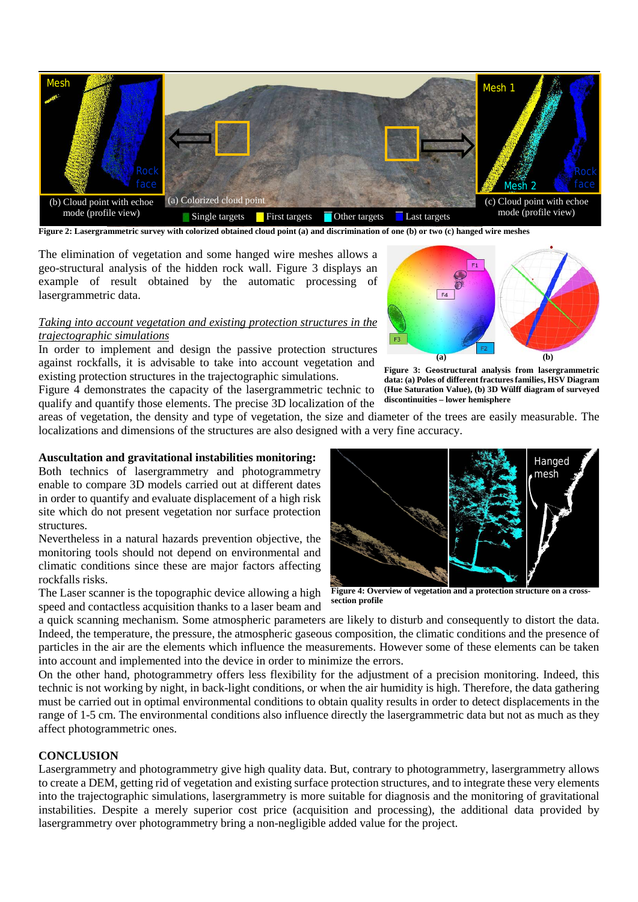Mesh

Rock face

(b) Cloud point with echo mode (profile view)

(a) Colorized cloud point

Mesh 1

Mesh 2

Rock face

(c) Cloud point with echo mode (profile view)

Single targets First targets Other targets Last targets

**Figure 2: Lasergrammetric survey with colorized obtained cloud point (a) and discrimination of one (b) or two (c) hanged wire meshes**

The elimination of vegetation and some hanged wire meshes allows a geo-structural analysis of the hidden rock wall. Figure 3 displays an example of result obtained by the automatic processing of lasergrammetric data.

F1 F4 F3 F2

(a) (b)

**Figure 3: Geostructural analysis from lasergrammetric data: (a) Poles of different fractures families, HSV Diagram (Hue Saturation Value), (b) 3D Wülff diagram of surveyed discontinuities – lower hemisphere**

*Taking into account vegetation and existing protection structures in the trajectographic simulations*

In order to implement and design the passive protection structures against rockfalls, it is advisable to take into account vegetation and existing protection structures in the trajectographic simulations.

Figure 4 demonstrates the capacity of the lasergrammetric technic to qualify and quantify those elements. The precise 3D localization of the areas of vegetation, the density and type of vegetation, the size and diameter of the trees are easily measurable. The localizations and dimensions of the structures are also designed with a very fine accuracy.

**Auscultation and gravitational instabilities monitoring:**

Both technics of lasergrammetry and photogrammetry enable to compare 3D models carried out at different dates in order to quantify and evaluate displacement of a high risk site which do not present vegetation nor surface protection structures.

Nevertheless in a natural hazards prevention objective, the monitoring tools should not depend on environmental and climatic conditions since these are major factors affecting rockfalls risks.

Hanged mesh

**Figure 4: Overview of vegetation and a protection structure on a cross-section profile**

The Laser scanner is the topographic device allowing a high speed and contactless acquisition thanks to a laser beam and a quick scanning mechanism. Some atmospheric parameters are likely to disturb and consequently to distort the data. Indeed, the temperature, the pressure, the atmospheric gaseous composition, the climatic conditions and the presence of particles in the air are the elements which influence the measurements. However some of these elements can be taken into account and implemented into the device in order to minimize the errors.

On the other hand, photogrammetry offers less flexibility for the adjustment of a precision monitoring. Indeed, this technic is not working by night, in back-light conditions, or when the air humidity is high. Therefore, the data gathering must be carried out in optimal environmental conditions to obtain quality results in order to detect displacements in the range of 1-5 cm. The environmental conditions also influence directly the lasergrammetric data but not as much as they affect photogrammetric ones.

## CONCLUSION

Lasergrammetry and photogrammetry give high quality data. But, contrary to photogrammetry, lasergrammetry allows to create a DEM, getting rid of vegetation and existing surface protection structures, and to integrate these very elements into the trajectographic simulations, lasergrammetry is more suitable for diagnosis and the monitoring of gravitational instabilities. Despite a merely superior cost price (acquisition and processing), the additional data provided by lasergrammetry over photogrammetry bring a non-negligible added value for the project.